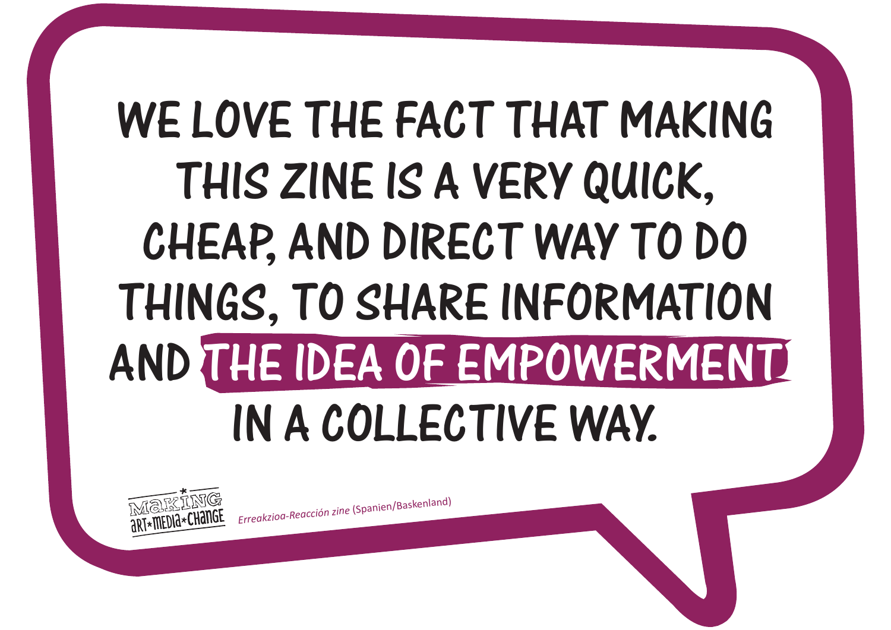WE LOVE THE FACT THAT MAKING THIS ZINE IS A VERY QUICK, CHEAP, AND DIRECT WAY TO DO THINGS, TO SHARE INFORMATION AND **THE IDEA OF EMPOWERMENT** IN A COLLECTIVE WAY.

MAKING ART*MEDIA*CHANGE

*Erreakzioa-Reacción zine* (Spanien/Baskenland)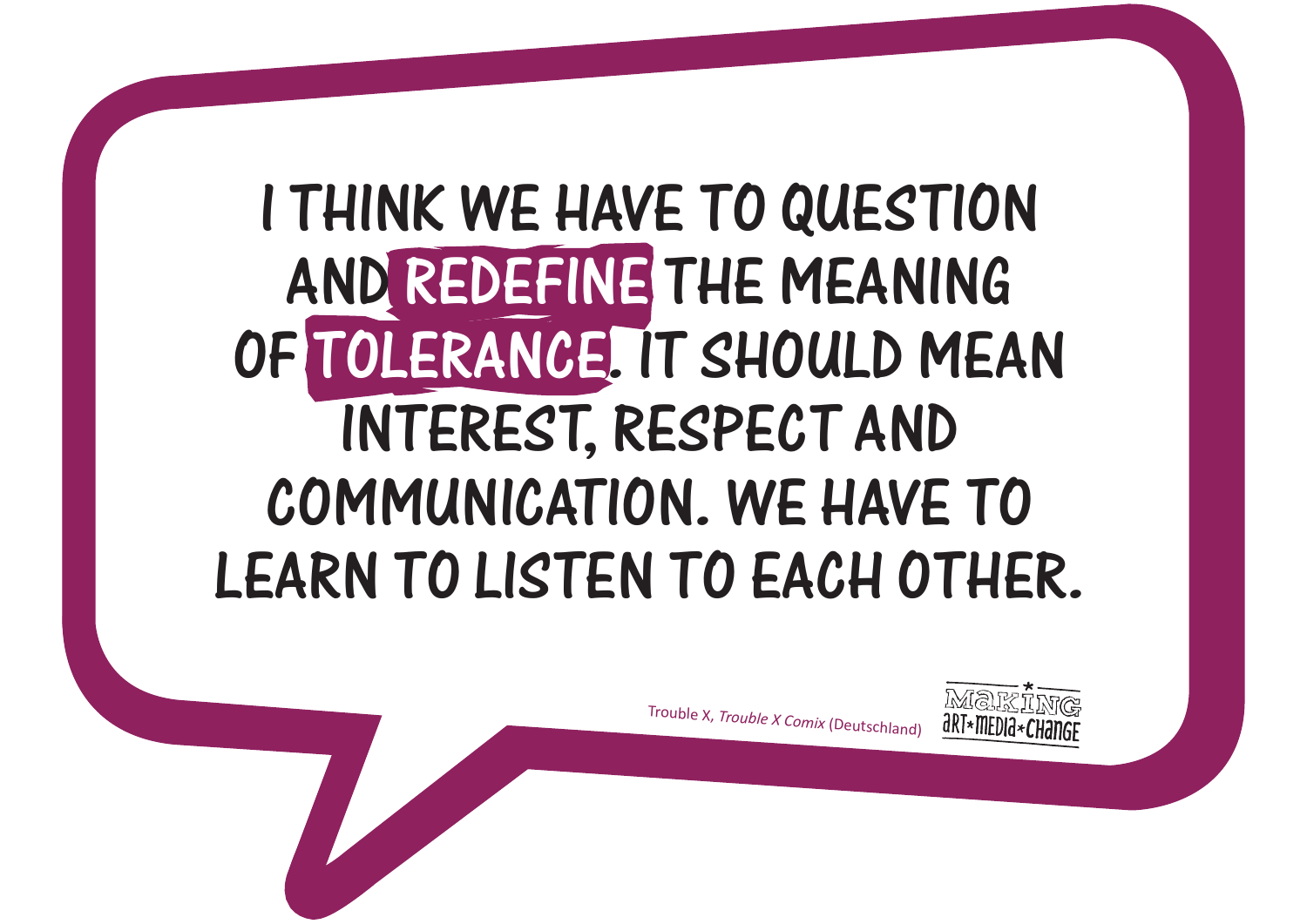I THINK WE HAVE TO QUESTION AND **REDEFINE** THE MEANING OF **TOLERANCE**. IT SHOULD MEAN INTEREST, RESPECT AND COMMUNICATION. WE HAVE TO LEARN TO LISTEN TO EACH OTHER.

Trouble X, *Trouble X Comix* (Deutschland)

MAKING ART*MEDIA*CHANGE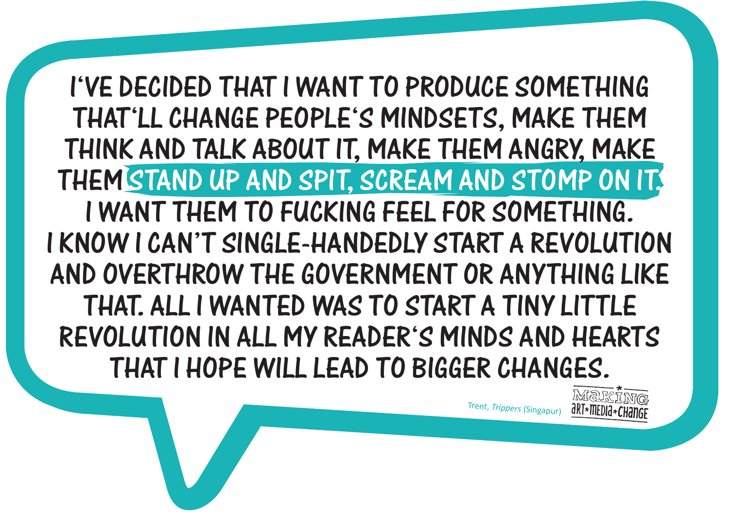I'VE DECIDED THAT I WANT TO PRODUCE SOMETHING THAT'LL CHANGE PEOPLE'S MINDSETS, MAKE THEM THINK AND TALK ABOUT IT, MAKE THEM ANGRY, MAKE THEM STAND UP AND SPIT, SCREAM AND STOMP ON IT. I WANT THEM TO FUCKING FEEL FOR SOMETHING. I KNOW I CAN'T SINGLE-HANDEDLY START A REVOLUTION AND OVERTHROW THE GOVERNMENT OR ANYTHING LIKE THAT. ALL I WANTED WAS TO START A TINY LITTLE REVOLUTION IN ALL MY READER'S MINDS AND HEARTS THAT I HOPE WILL LEAD TO BIGGER CHANGES.

Trent, *Trippers* (Singapur)

MAKING ART*MEDIA*CHANGE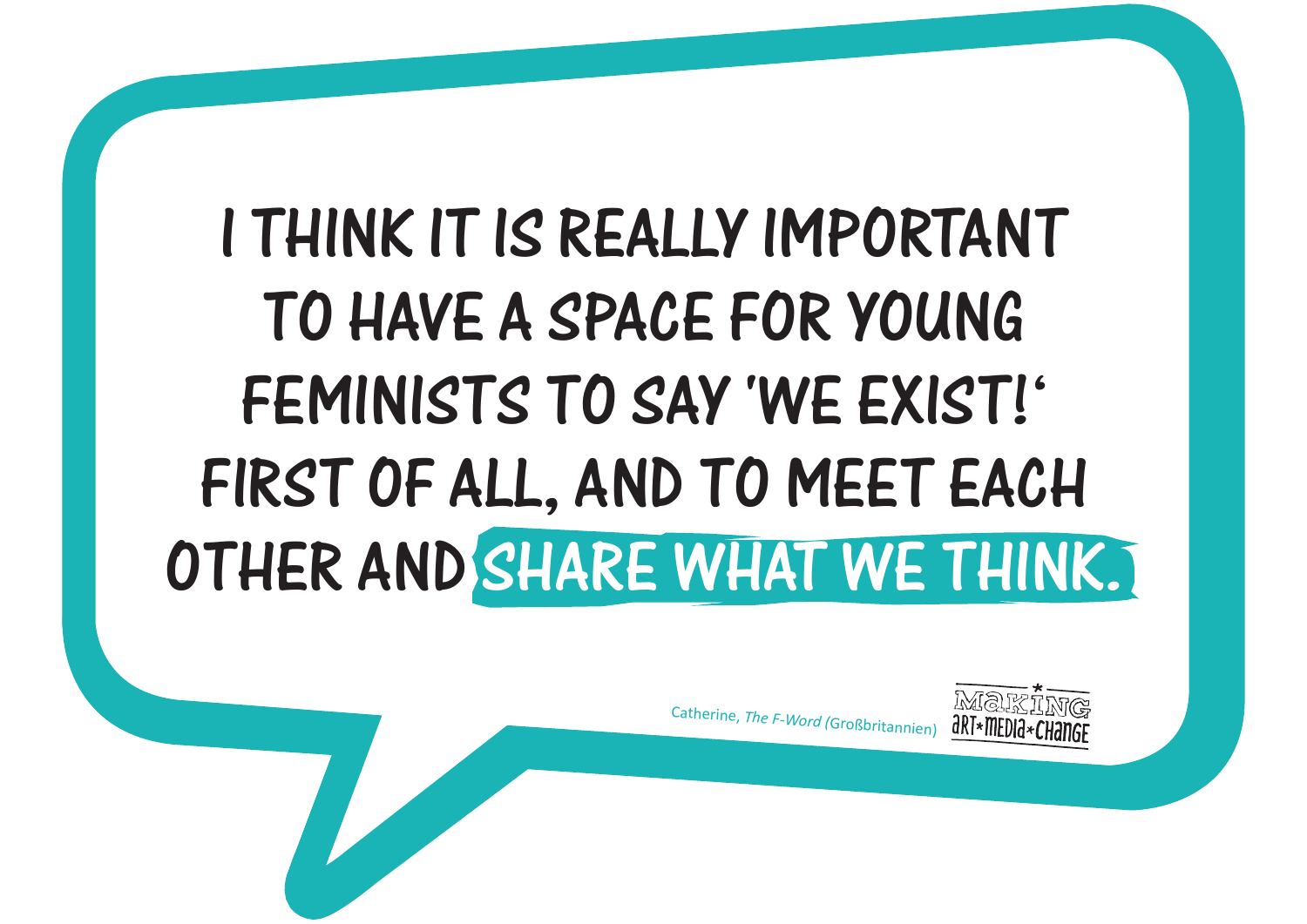I THINK IT IS REALLY IMPORTANT TO HAVE A SPACE FOR YOUNG FEMINISTS TO SAY 'WE EXIST!' FIRST OF ALL, AND TO MEET EACH OTHER AND **SHARE WHAT WE THINK.**

Catherine, *The F-Word* (Großbritannien)

MAKING ART*MEDIA*CHANGE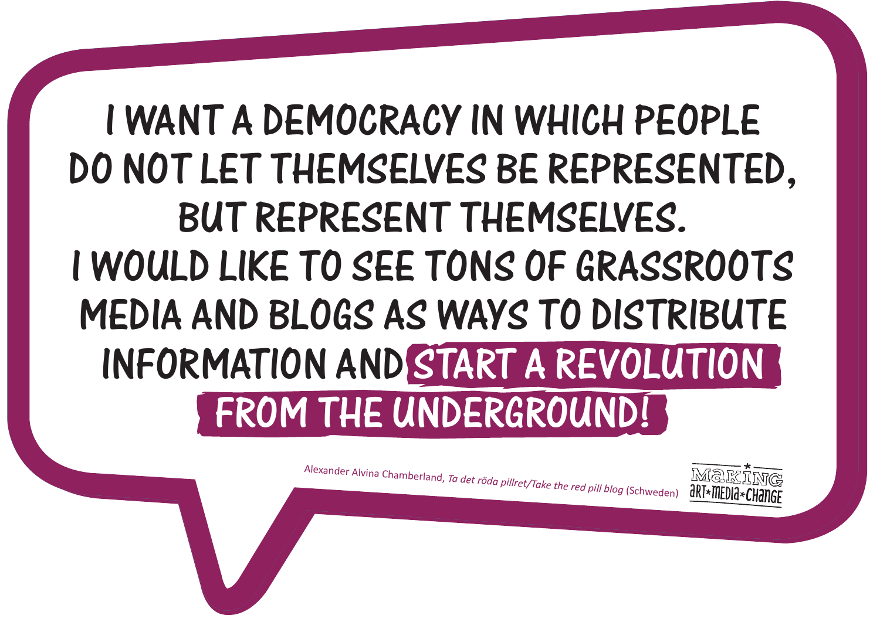I WANT A DEMOCRACY IN WHICH PEOPLE DO NOT LET THEMSELVES BE REPRESENTED, BUT REPRESENT THEMSELVES.
I WOULD LIKE TO SEE TONS OF GRASSROOTS MEDIA AND BLOGS AS WAYS TO DISTRIBUTE INFORMATION AND **START A REVOLUTION FROM THE UNDERGROUND!**

Alexander Alvina Chamberland, *Ta det röda pillret/Take the red pill blog* (Schweden)

MAKING ART*MEDIA*CHANGE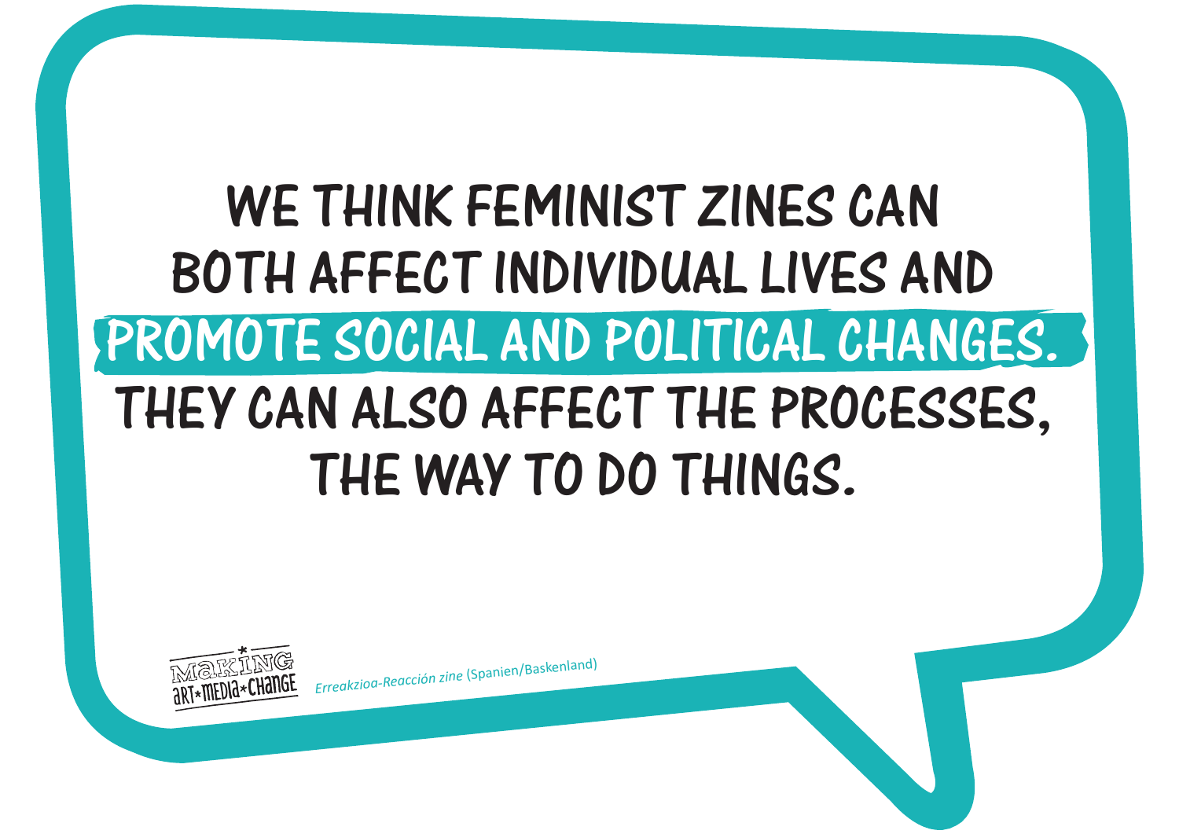WE THINK FEMINIST ZINES CAN BOTH AFFECT INDIVIDUAL LIVES AND **PROMOTE SOCIAL AND POLITICAL CHANGES.** THEY CAN ALSO AFFECT THE PROCESSES, THE WAY TO DO THINGS.

MAKING ART*MEDIA*CHANGE

*Erreakzioa-Reacción zine* (Spanien/Baskenland)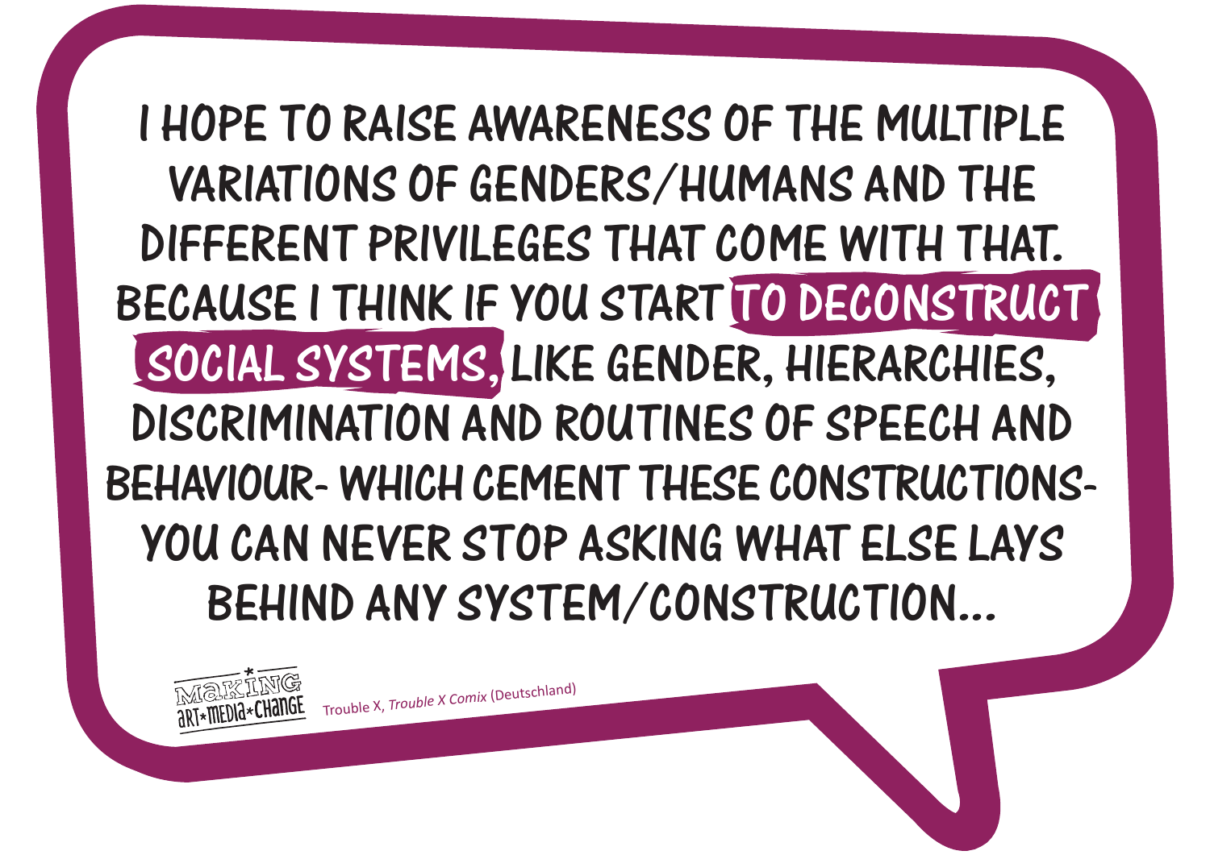I HOPE TO RAISE AWARENESS OF THE MULTIPLE VARIATIONS OF GENDERS/HUMANS AND THE DIFFERENT PRIVILEGES THAT COME WITH THAT. BECAUSE I THINK IF YOU START **TO DECONSTRUCT SOCIAL SYSTEMS,** LIKE GENDER, HIERARCHIES, DISCRIMINATION AND ROUTINES OF SPEECH AND BEHAVIOUR- WHICH CEMENT THESE CONSTRUCTIONS- YOU CAN NEVER STOP ASKING WHAT ELSE LAYS BEHIND ANY SYSTEM/CONSTRUCTION...

MAKING ART*MEDIA*CHANGE

Trouble X, *Trouble X Comix* (Deutschland)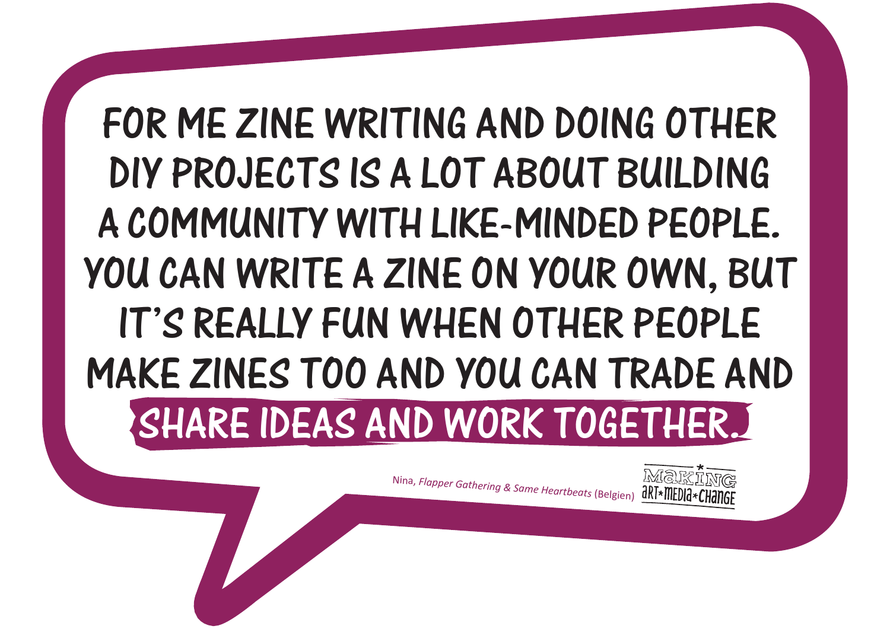FOR ME ZINE WRITING AND DOING OTHER DIY PROJECTS IS A LOT ABOUT BUILDING A COMMUNITY WITH LIKE-MINDED PEOPLE. YOU CAN WRITE A ZINE ON YOUR OWN, BUT IT'S REALLY FUN WHEN OTHER PEOPLE MAKE ZINES TOO AND YOU CAN TRADE AND **SHARE IDEAS AND WORK TOGETHER.**

Nina, *Flapper Gathering & Same Heartbeats* (Belgien)

MAKING ART*MEDIA*CHANGE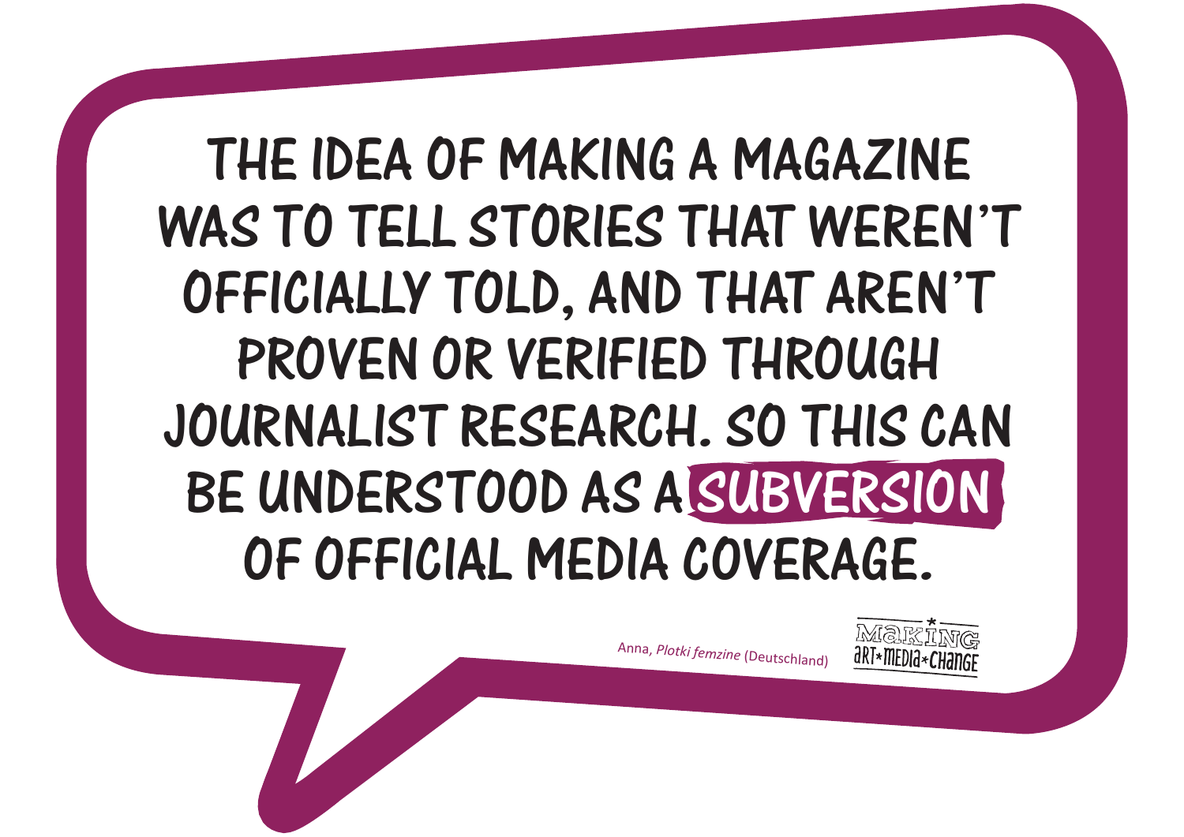THE IDEA OF MAKING A MAGAZINE WAS TO TELL STORIES THAT WEREN'T OFFICIALLY TOLD, AND THAT AREN'T PROVEN OR VERIFIED THROUGH JOURNALIST RESEARCH. SO THIS CAN BE UNDERSTOOD AS A **SUBVERSION** OF OFFICIAL MEDIA COVERAGE.

Anna, *Plotki femzine* (Deutschland)

MAKING ART*MEDIA*CHANGE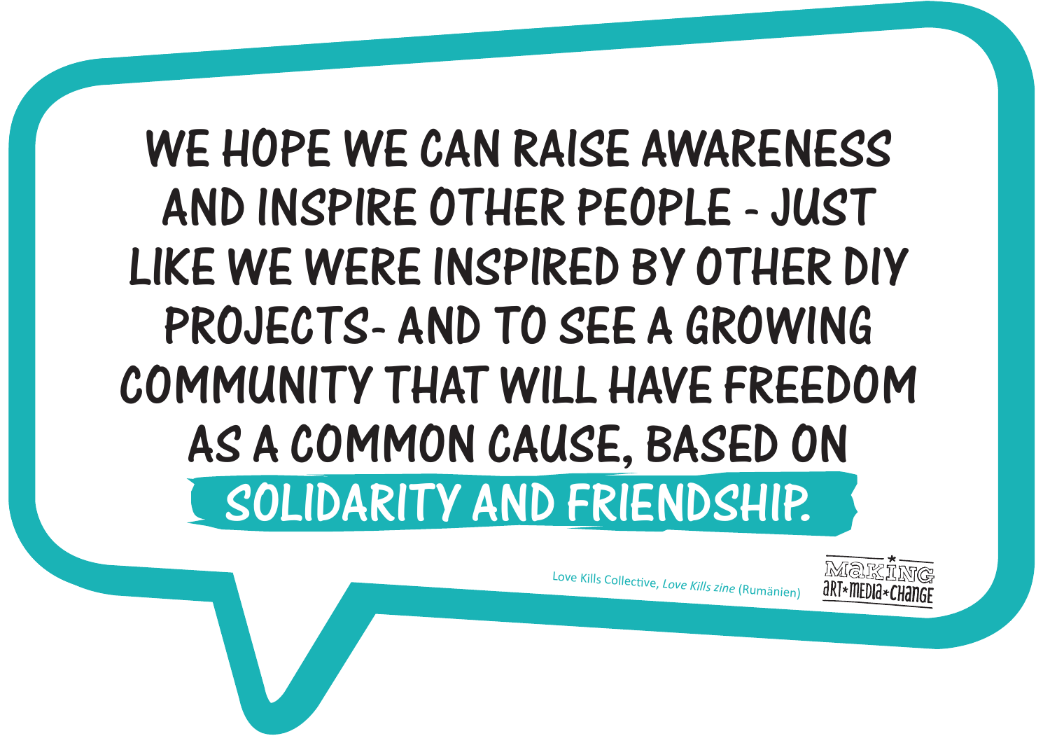WE HOPE WE CAN RAISE AWARENESS AND INSPIRE OTHER PEOPLE - JUST LIKE WE WERE INSPIRED BY OTHER DIY PROJECTS- AND TO SEE A GROWING COMMUNITY THAT WILL HAVE FREEDOM AS A COMMON CAUSE, BASED ON **SOLIDARITY AND FRIENDSHIP.**

Love Kills Collective, *Love Kills zine* (Rumänien)

MAKING ART*MEDIA*CHANGE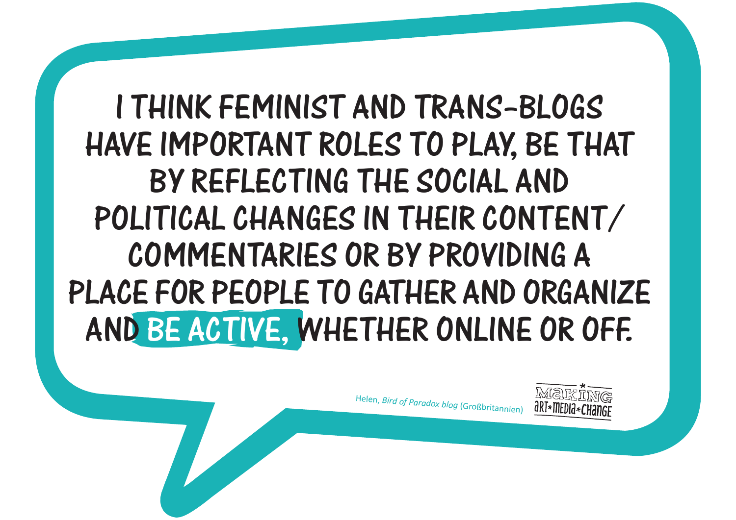I THINK FEMINIST AND TRANS-BLOGS HAVE IMPORTANT ROLES TO PLAY, BE THAT BY REFLECTING THE SOCIAL AND POLITICAL CHANGES IN THEIR CONTENT/ COMMENTARIES OR BY PROVIDING A PLACE FOR PEOPLE TO GATHER AND ORGANIZE AND **BE ACTIVE,** WHETHER ONLINE OR OFF.

Helen, *Bird of Paradox blog* (Großbritannien)

MAKING ART*MEDIA*CHANGE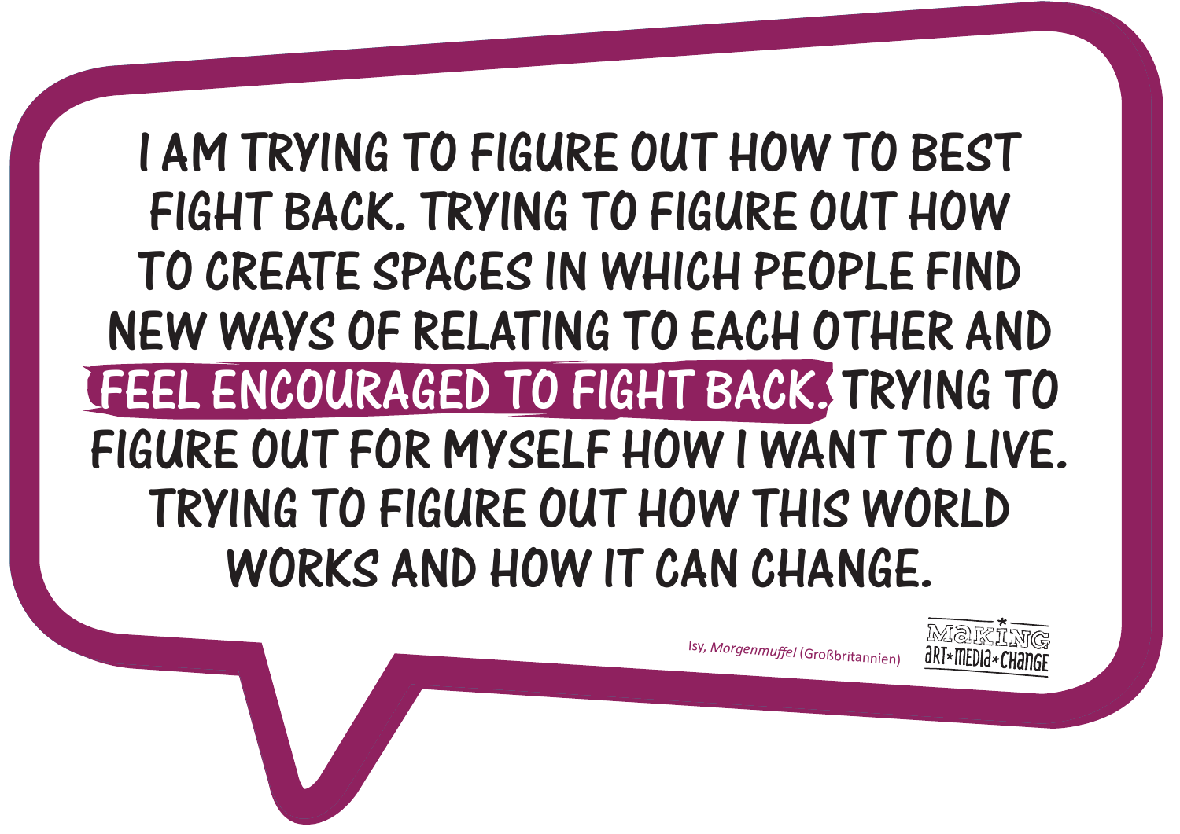I AM TRYING TO FIGURE OUT HOW TO BEST FIGHT BACK. TRYING TO FIGURE OUT HOW TO CREATE SPACES IN WHICH PEOPLE FIND NEW WAYS OF RELATING TO EACH OTHER AND **FEEL ENCOURAGED TO FIGHT BACK.** TRYING TO FIGURE OUT FOR MYSELF HOW I WANT TO LIVE. TRYING TO FIGURE OUT HOW THIS WORLD WORKS AND HOW IT CAN CHANGE.

Isy, *Morgenmuffel* (Großbritannien)

MAKING ART*MEDIA*CHANGE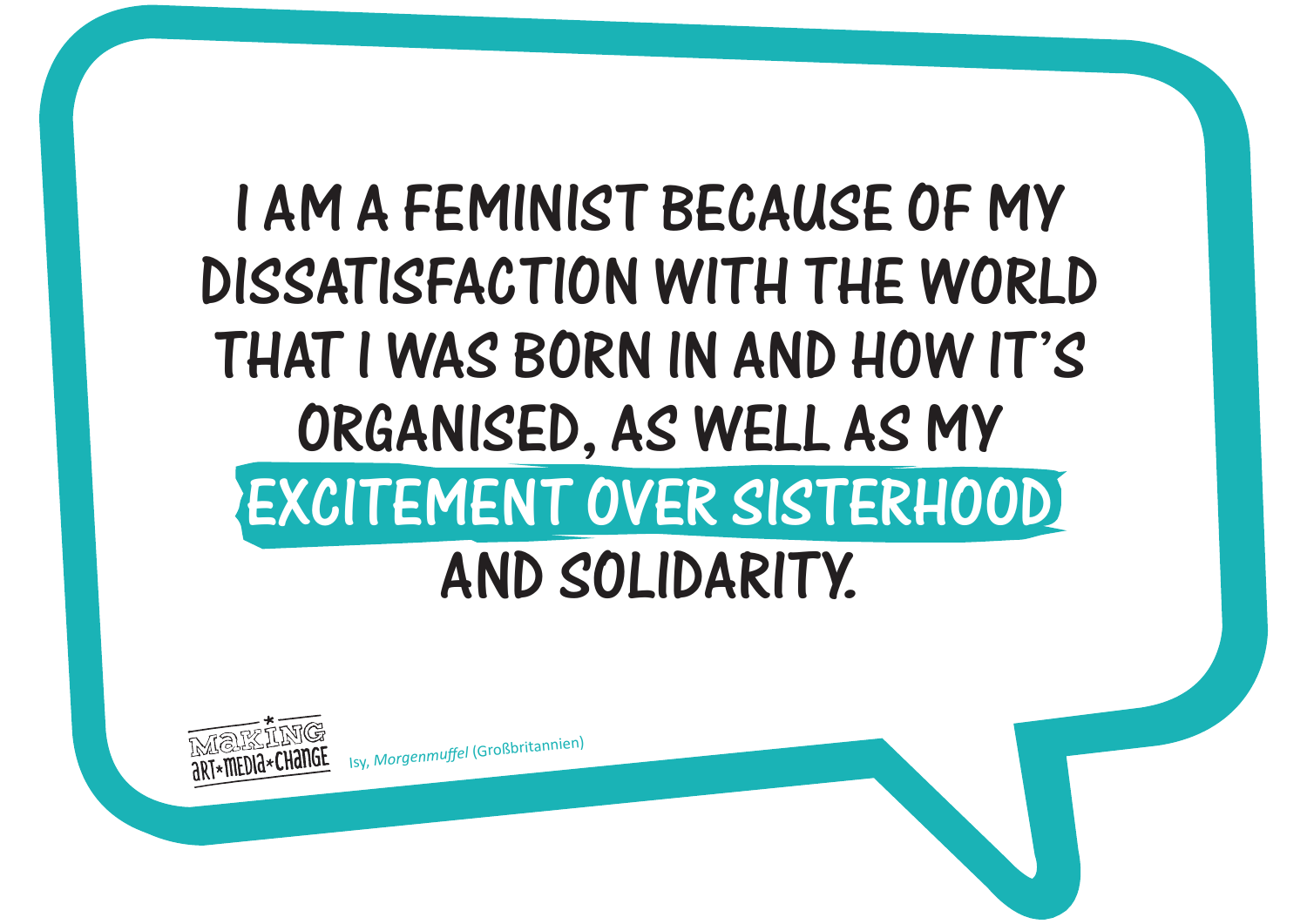I AM A FEMINIST BECAUSE OF MY DISSATISFACTION WITH THE WORLD THAT I WAS BORN IN AND HOW IT'S ORGANISED, AS WELL AS MY **EXCITEMENT OVER SISTERHOOD** AND SOLIDARITY.

MAKING ART*MEDIA*CHANGE

Isy, *Morgenmuffel* (Großbritannien)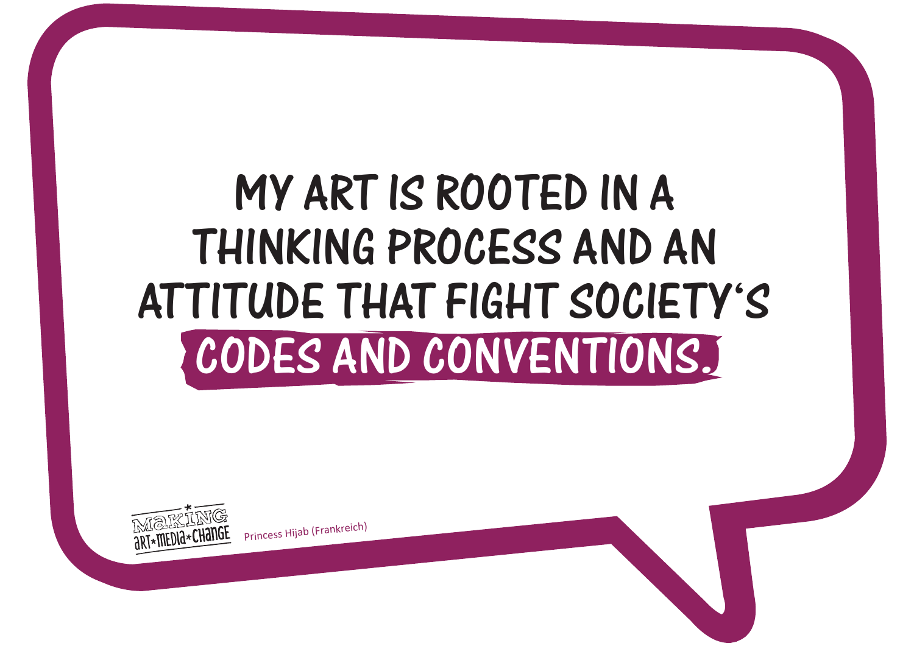# MY ART IS ROOTED IN A THINKING PROCESS AND AN ATTITUDE THAT FIGHT SOCIETY'S **CODES AND CONVENTIONS.**

MAKING ART*MEDIA*CHANGE

Princess Hijab (Frankreich)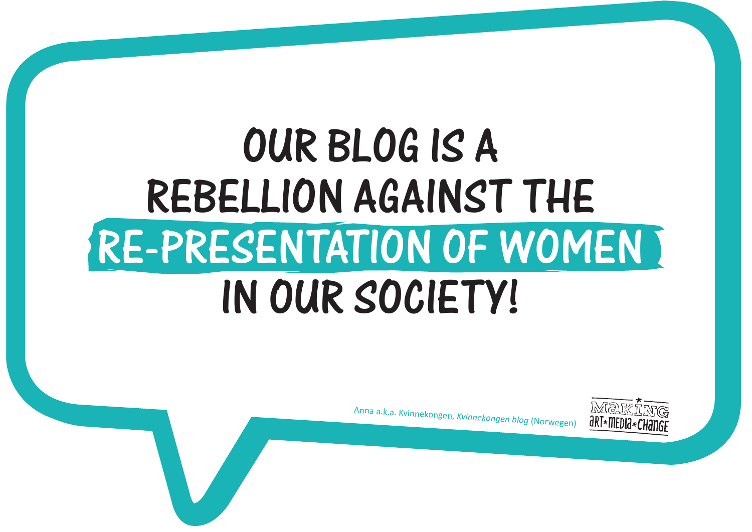# OUR BLOG IS A REBELLION AGAINST THE **RE-PRESENTATION OF WOMEN** IN OUR SOCIETY!

Anna a.k.a. Kvinnekongen, *Kvinnekongen blog* (Norwegen)

MAKING ART*MEDIA*CHANGE